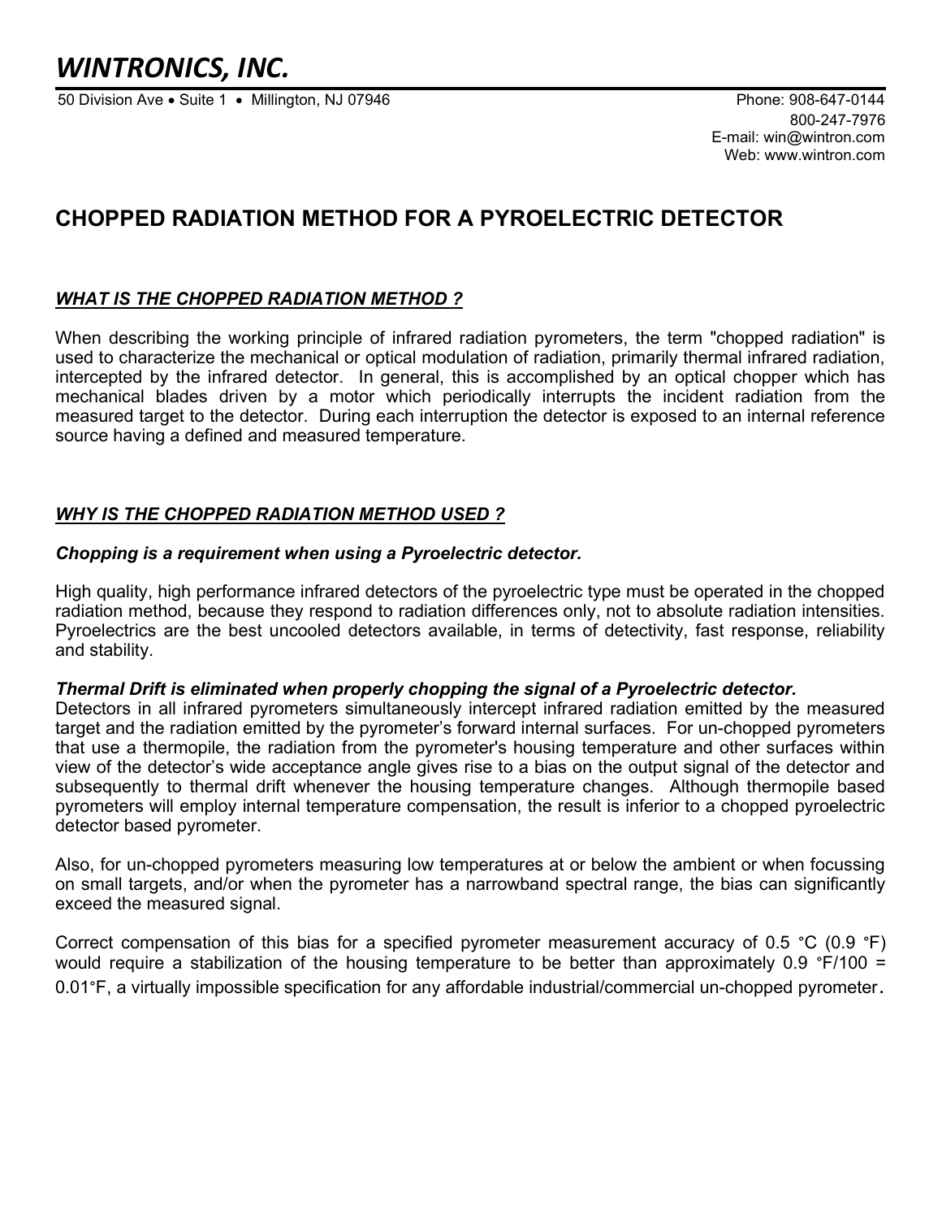# WINTRONICS, INC.

50 Division Ave • Suite 1 • Millington, NJ 07946

Phone: 908-647-0144
800-247-7976
E-mail: win@wintron.com
Web: www.wintron.com

## CHOPPED RADIATION METHOD FOR A PYROELECTRIC DETECTOR

### *WHAT IS THE CHOPPED RADIATION METHOD ?*

When describing the working principle of infrared radiation pyrometers, the term "chopped radiation" is used to characterize the mechanical or optical modulation of radiation, primarily thermal infrared radiation, intercepted by the infrared detector. In general, this is accomplished by an optical chopper which has mechanical blades driven by a motor which periodically interrupts the incident radiation from the measured target to the detector. During each interruption the detector is exposed to an internal reference source having a defined and measured temperature.

### *WHY IS THE CHOPPED RADIATION METHOD USED ?*

***Chopping is a requirement when using a Pyroelectric detector.***

High quality, high performance infrared detectors of the pyroelectric type must be operated in the chopped radiation method, because they respond to radiation differences only, not to absolute radiation intensities. Pyroelectrics are the best uncooled detectors available, in terms of detectivity, fast response, reliability and stability.

***Thermal Drift is eliminated when properly chopping the signal of a Pyroelectric detector.***

Detectors in all infrared pyrometers simultaneously intercept infrared radiation emitted by the measured target and the radiation emitted by the pyrometer's forward internal surfaces. For un-chopped pyrometers that use a thermopile, the radiation from the pyrometer's housing temperature and other surfaces within view of the detector's wide acceptance angle gives rise to a bias on the output signal of the detector and subsequently to thermal drift whenever the housing temperature changes. Although thermopile based pyrometers will employ internal temperature compensation, the result is inferior to a chopped pyroelectric detector based pyrometer.

Also, for un-chopped pyrometers measuring low temperatures at or below the ambient or when focussing on small targets, and/or when the pyrometer has a narrowband spectral range, the bias can significantly exceed the measured signal.

Correct compensation of this bias for a specified pyrometer measurement accuracy of 0.5 °C (0.9 °F) would require a stabilization of the housing temperature to be better than approximately 0.9 °F/100 = 0.01°F, a virtually impossible specification for any affordable industrial/commercial un-chopped pyrometer.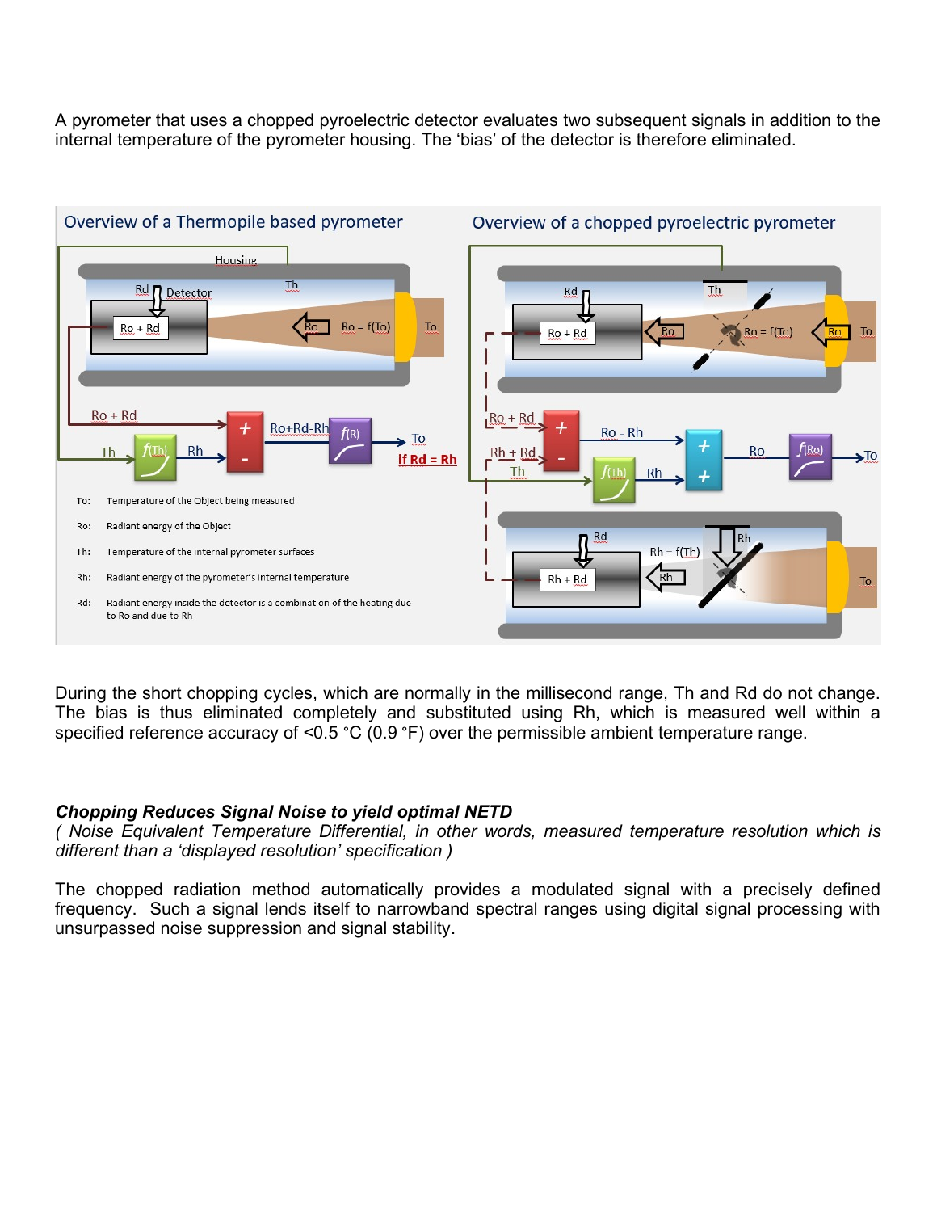A pyrometer that uses a chopped pyroelectric detector evaluates two subsequent signals in addition to the internal temperature of the pyrometer housing. The 'bias' of the detector is therefore eliminated.

**Overview of a Thermopile based pyrometer** | **Overview of a chopped pyroelectric pyrometer**

- To: Temperature of the Object being measured
- Ro: Radiant energy of the Object
- Th: Temperature of the internal pyrometer surfaces
- Rh: Radiant energy of the pyrometer's internal temperature
- Rd: Radiant energy inside the detector is a combination of the heating due to Ro and due to Rh

During the short chopping cycles, which are normally in the millisecond range, Th and Rd do not change. The bias is thus eliminated completely and substituted using Rh, which is measured well within a specified reference accuracy of <0.5 °C (0.9 °F) over the permissible ambient temperature range.

***Chopping Reduces Signal Noise to yield optimal NETD***

*( Noise Equivalent Temperature Differential, in other words, measured temperature resolution which is different than a 'displayed resolution' specification )*

The chopped radiation method automatically provides a modulated signal with a precisely defined frequency. Such a signal lends itself to narrowband spectral ranges using digital signal processing with unsurpassed noise suppression and signal stability.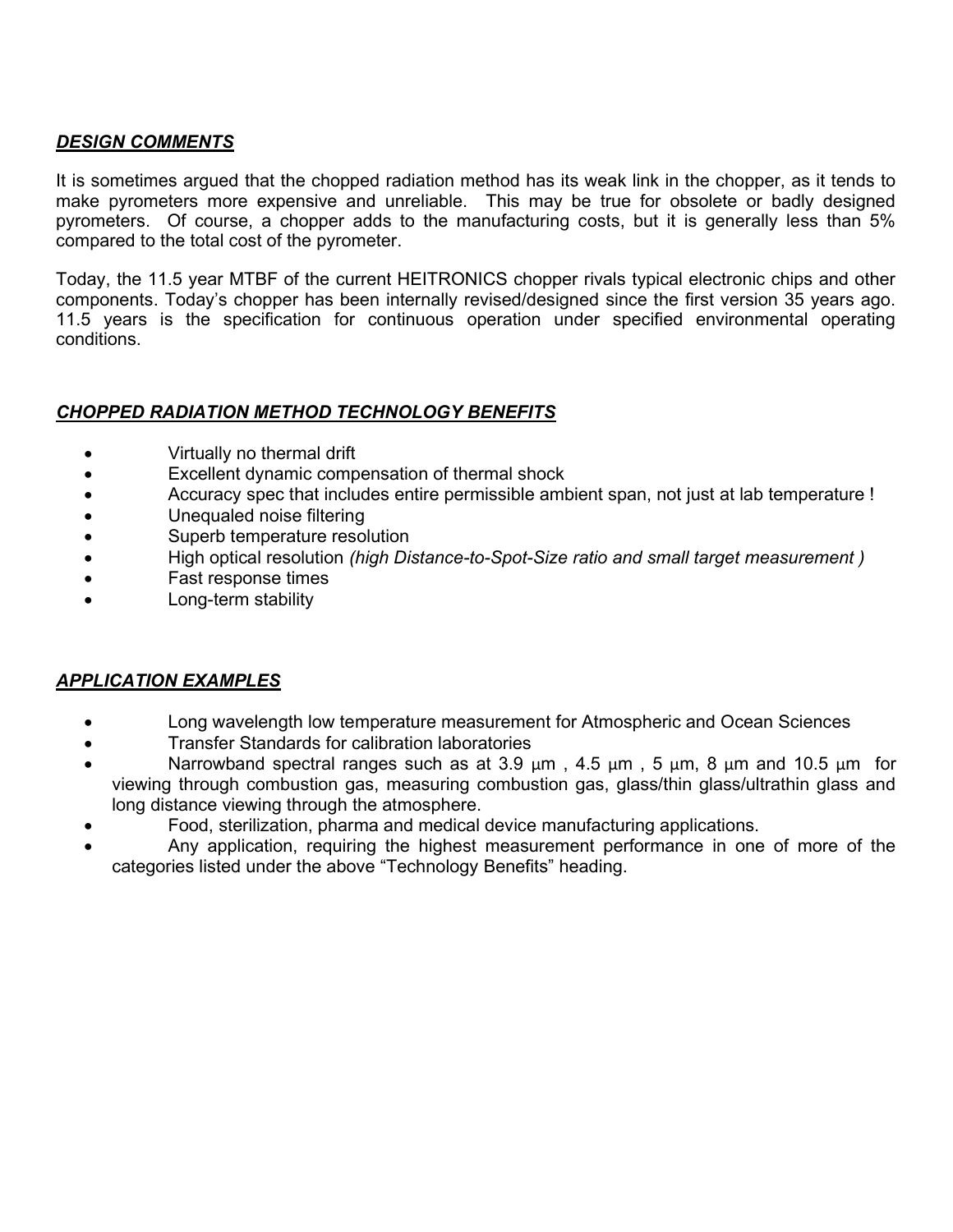### ***DESIGN COMMENTS***

It is sometimes argued that the chopped radiation method has its weak link in the chopper, as it tends to make pyrometers more expensive and unreliable. This may be true for obsolete or badly designed pyrometers. Of course, a chopper adds to the manufacturing costs, but it is generally less than 5% compared to the total cost of the pyrometer.

Today, the 11.5 year MTBF of the current HEITRONICS chopper rivals typical electronic chips and other components. Today's chopper has been internally revised/designed since the first version 35 years ago. 11.5 years is the specification for continuous operation under specified environmental operating conditions.

### ***CHOPPED RADIATION METHOD TECHNOLOGY BENEFITS***

- Virtually no thermal drift
- Excellent dynamic compensation of thermal shock
- Accuracy spec that includes entire permissible ambient span, not just at lab temperature !
- Unequaled noise filtering
- Superb temperature resolution
- High optical resolution *(high Distance-to-Spot-Size ratio and small target measurement )*
- Fast response times
- Long-term stability

### ***APPLICATION EXAMPLES***

- Long wavelength low temperature measurement for Atmospheric and Ocean Sciences
- Transfer Standards for calibration laboratories
- Narrowband spectral ranges such as at 3.9 µm , 4.5 µm , 5 µm, 8 µm and 10.5 µm for viewing through combustion gas, measuring combustion gas, glass/thin glass/ultrathin glass and long distance viewing through the atmosphere.
- Food, sterilization, pharma and medical device manufacturing applications.
- Any application, requiring the highest measurement performance in one of more of the categories listed under the above "Technology Benefits" heading.